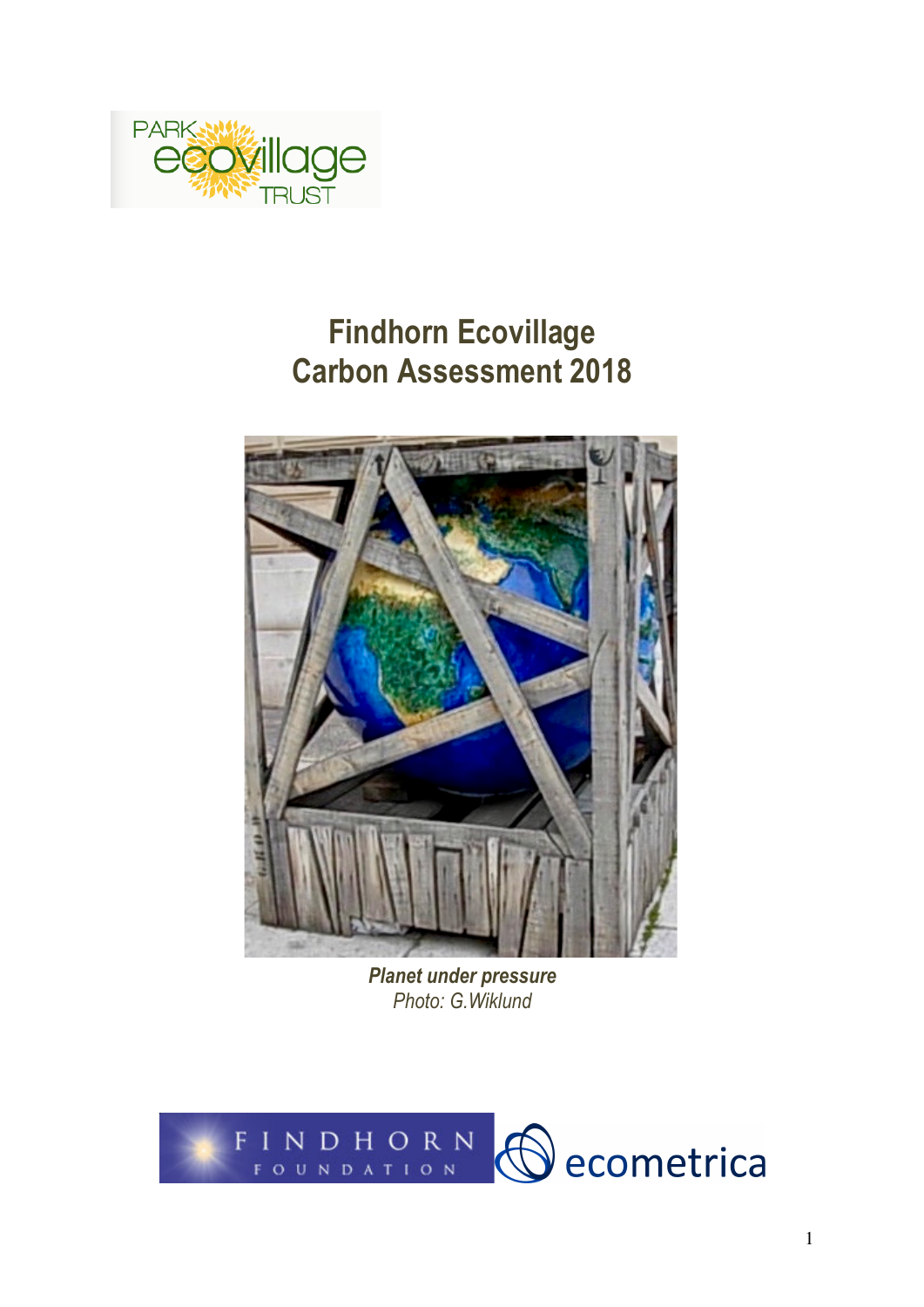# Findhorn Ecovillage Carbon Assessment 2018

***Planet under pressure***
*Photo: G.Wiklund*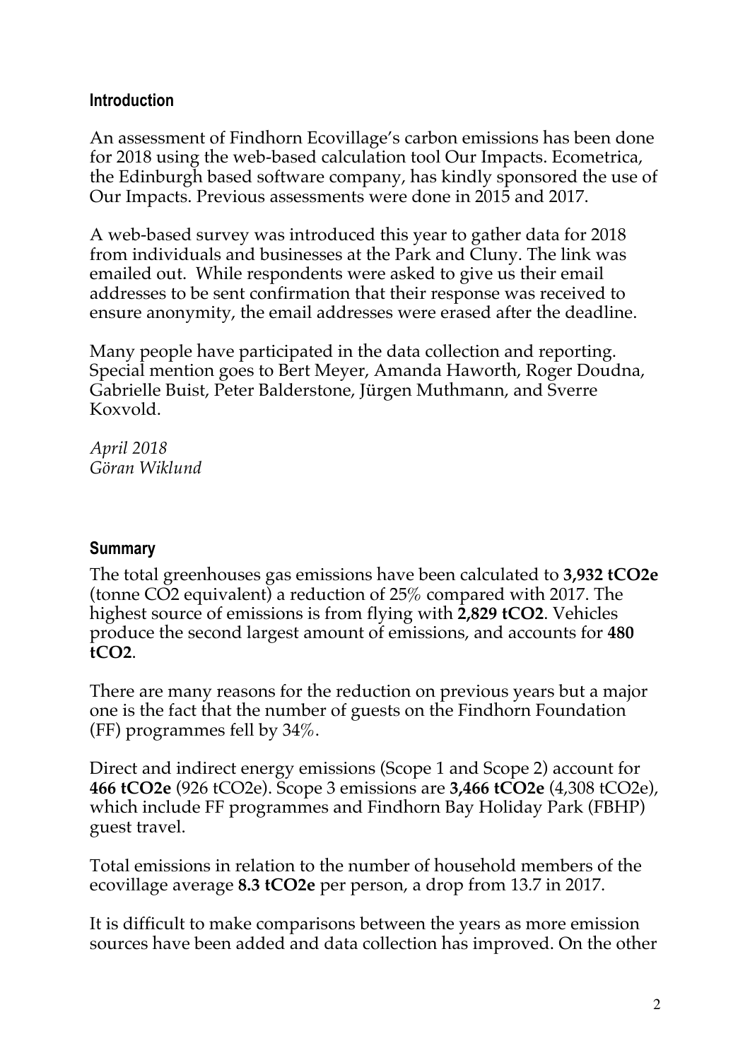## Introduction

An assessment of Findhorn Ecovillage's carbon emissions has been done for 2018 using the web-based calculation tool Our Impacts. Ecometrica, the Edinburgh based software company, has kindly sponsored the use of Our Impacts. Previous assessments were done in 2015 and 2017.

A web-based survey was introduced this year to gather data for 2018 from individuals and businesses at the Park and Cluny. The link was emailed out. While respondents were asked to give us their email addresses to be sent confirmation that their response was received to ensure anonymity, the email addresses were erased after the deadline.

Many people have participated in the data collection and reporting. Special mention goes to Bert Meyer, Amanda Haworth, Roger Doudna, Gabrielle Buist, Peter Balderstone, Jürgen Muthmann, and Sverre Koxvold.

*April 2018*
*Göran Wiklund*

## Summary

The total greenhouses gas emissions have been calculated to **3,932 tCO2e** (tonne $CO_2$ equivalent) a reduction of 25% compared with 2017. The highest source of emissions is from flying with **2,829 tCO2**. Vehicles produce the second largest amount of emissions, and accounts for **480 tCO2**.

There are many reasons for the reduction on previous years but a major one is the fact that the number of guests on the Findhorn Foundation (FF) programmes fell by 34%.

Direct and indirect energy emissions (Scope 1 and Scope 2) account for **466 tCO2e** (926 tCO2e). Scope 3 emissions are **3,466 tCO2e** (4,308 tCO2e), which include FF programmes and Findhorn Bay Holiday Park (FBHP) guest travel.

Total emissions in relation to the number of household members of the ecovillage average **8.3 tCO2e** per person, a drop from 13.7 in 2017.

It is difficult to make comparisons between the years as more emission sources have been added and data collection has improved. On the other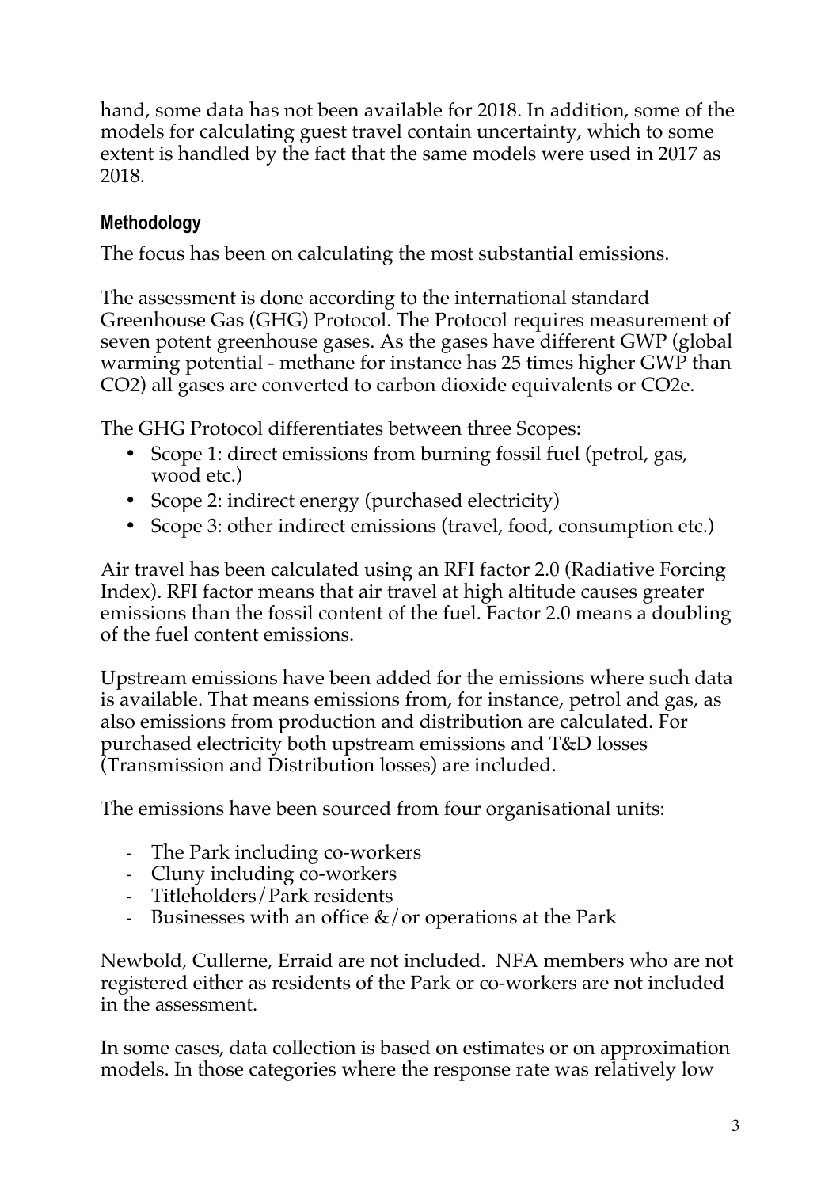hand, some data has not been available for 2018. In addition, some of the models for calculating guest travel contain uncertainty, which to some extent is handled by the fact that the same models were used in 2017 as 2018.

### Methodology

The focus has been on calculating the most substantial emissions.

The assessment is done according to the international standard Greenhouse Gas (GHG) Protocol. The Protocol requires measurement of seven potent greenhouse gases. As the gases have different GWP (global warming potential - methane for instance has 25 times higher GWP than $CO_2$) all gases are converted to carbon dioxide equivalents or $CO_2e$.

The GHG Protocol differentiates between three Scopes:

- Scope 1: direct emissions from burning fossil fuel (petrol, gas, wood etc.)
- Scope 2: indirect energy (purchased electricity)
- Scope 3: other indirect emissions (travel, food, consumption etc.)

Air travel has been calculated using an RFI factor 2.0 (Radiative Forcing Index). RFI factor means that air travel at high altitude causes greater emissions than the fossil content of the fuel. Factor 2.0 means a doubling of the fuel content emissions.

Upstream emissions have been added for the emissions where such data is available. That means emissions from, for instance, petrol and gas, as also emissions from production and distribution are calculated. For purchased electricity both upstream emissions and T&D losses (Transmission and Distribution losses) are included.

The emissions have been sourced from four organisational units:

- The Park including co-workers
- Cluny including co-workers
- Titleholders/Park residents
- Businesses with an office &/or operations at the Park

Newbold, Cullerne, Erraid are not included. NFA members who are not registered either as residents of the Park or co-workers are not included in the assessment.

In some cases, data collection is based on estimates or on approximation models. In those categories where the response rate was relatively low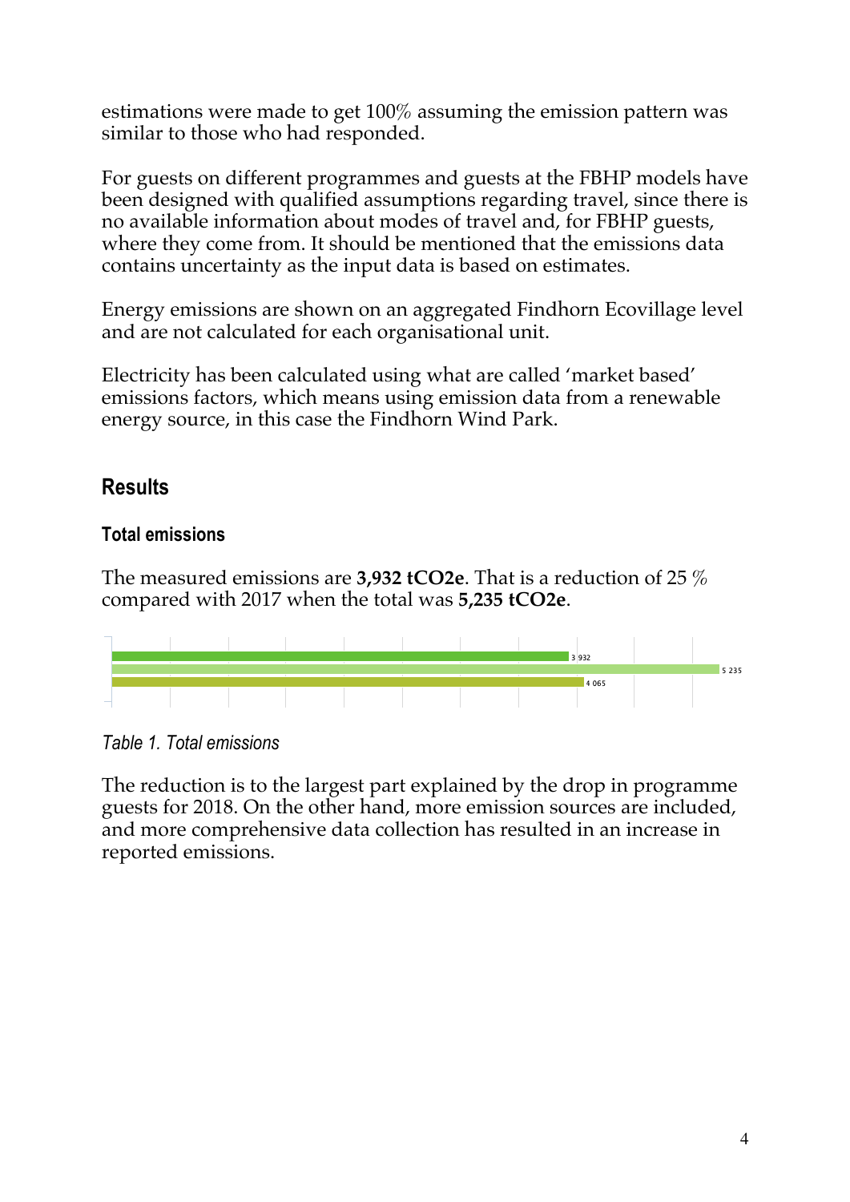estimations were made to get 100% assuming the emission pattern was similar to those who had responded.

For guests on different programmes and guests at the FBHP models have been designed with qualified assumptions regarding travel, since there is no available information about modes of travel and, for FBHP guests, where they come from. It should be mentioned that the emissions data contains uncertainty as the input data is based on estimates.

Energy emissions are shown on an aggregated Findhorn Ecovillage level and are not calculated for each organisational unit.

Electricity has been calculated using what are called 'market based' emissions factors, which means using emission data from a renewable energy source, in this case the Findhorn Wind Park.

## Results

### Total emissions

The measured emissions are **3,932 tCO2e**. That is a reduction of 25 % compared with 2017 when the total was **5,235 tCO2e**.

| |
|---|
| 3 932 |
| 5 235 |
| 4 065 |

*Table 1. Total emissions*

The reduction is to the largest part explained by the drop in programme guests for 2018. On the other hand, more emission sources are included, and more comprehensive data collection has resulted in an increase in reported emissions.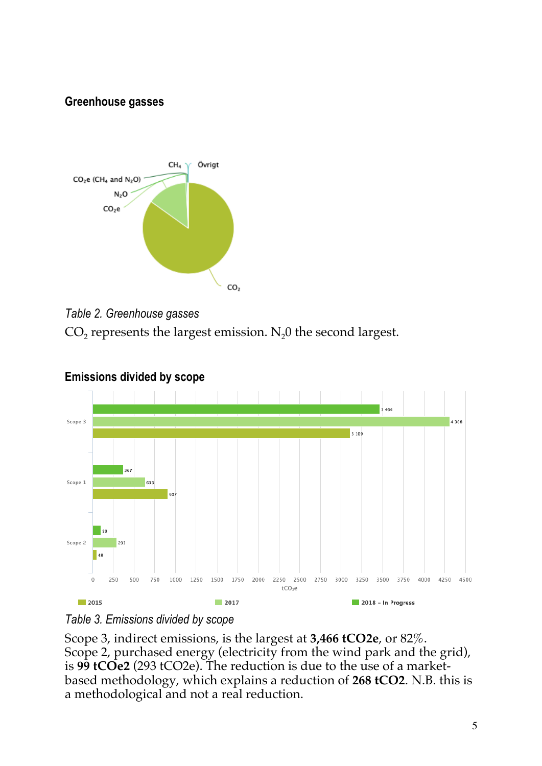## Greenhouse gasses

*Table 2. Greenhouse gasses*

$CO_2$ represents the largest emission. $N_2 0$ the second largest.

## Emissions divided by scope

*Table 3. Emissions divided by scope*

Scope 3, indirect emissions, is the largest at **3,466 tCO2e**, or 82%.
Scope 2, purchased energy (electricity from the wind park and the grid), is **99 tCOe2** (293 tCO2e). The reduction is due to the use of a market-based methodology, which explains a reduction of **268 tCO2**. N.B. this is a methodological and not a real reduction.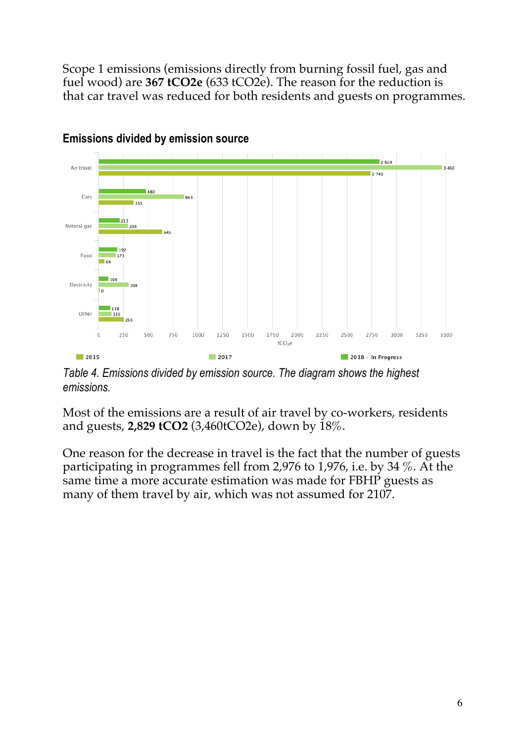Scope 1 emissions (emissions directly from burning fossil fuel, gas and fuel wood) are **367 t$CO_2$e** (633 t$CO_2$e). The reason for the reduction is that car travel was reduced for both residents and guests on programmes.

**Emissions divided by emission source**

| Emission source | 2018 – In Progress | 2017 | 2015 |
|---|---|---|---|
| Air travel | 2 829 | 3 460 | 2 743 |
| Cars | 480 | 863 | 355 |
| Natural gas | 213 | 298 | 645 |
| Food | 192 | 173 | 64 |
| Electricity | 100 | 306 | 0 |
| Other | 118 | 135 | 259 |

Unit: t$CO_2$e

*Table 4. Emissions divided by emission source. The diagram shows the highest emissions.*

Most of the emissions are a result of air travel by co-workers, residents and guests, **2,829 t$CO_2$** (3,460t$CO_2$e), down by 18%.

One reason for the decrease in travel is the fact that the number of guests participating in programmes fell from 2,976 to 1,976, i.e. by 34 %. At the same time a more accurate estimation was made for FBHP guests as many of them travel by air, which was not assumed for 2107.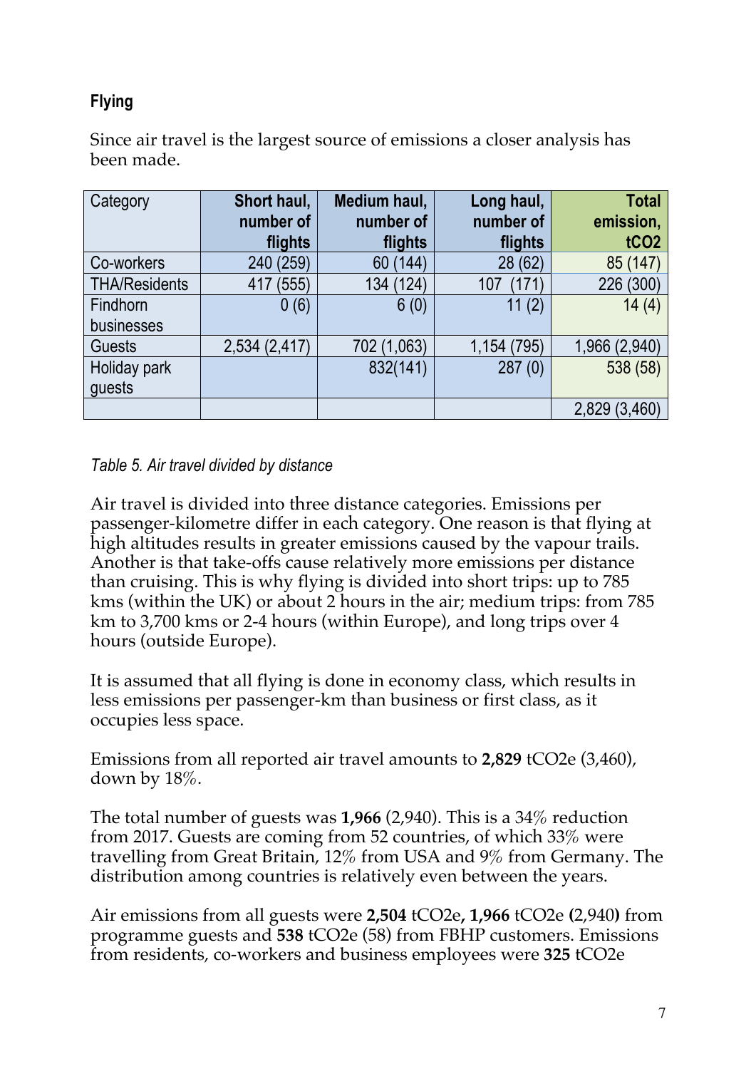## Flying

Since air travel is the largest source of emissions a closer analysis has been made.

| Category | Short haul, number of flights | Medium haul, number of flights | Long haul, number of flights | Total emission, $tCO_2$ |
|---|---|---|---|---|
| Co-workers | 240 (259) | 60 (144) | 28 (62) | 85 (147) |
| THA/Residents | 417 (555) | 134 (124) | 107 (171) | 226 (300) |
| Findhorn businesses | 0 (6) | 6 (0) | 11 (2) | 14 (4) |
| Guests | 2,534 (2,417) | 702 (1,063) | 1,154 (795) | 1,966 (2,940) |
| Holiday park guests | | 832(141) | 287 (0) | 538 (58) |
| | | | | 2,829 (3,460) |

*Table 5. Air travel divided by distance*

Air travel is divided into three distance categories. Emissions per passenger-kilometre differ in each category. One reason is that flying at high altitudes results in greater emissions caused by the vapour trails. Another is that take-offs cause relatively more emissions per distance than cruising. This is why flying is divided into short trips: up to 785 kms (within the UK) or about 2 hours in the air; medium trips: from 785 km to 3,700 kms or 2-4 hours (within Europe), and long trips over 4 hours (outside Europe).

It is assumed that all flying is done in economy class, which results in less emissions per passenger-km than business or first class, as it occupies less space.

Emissions from all reported air travel amounts to **2,829** $tCO_2e$ (3,460), down by 18%.

The total number of guests was **1,966** (2,940). This is a 34% reduction from 2017. Guests are coming from 52 countries, of which 33% were travelling from Great Britain, 12% from USA and 9% from Germany. The distribution among countries is relatively even between the years.

Air emissions from all guests were **2,504** $tCO_2e$**, 1,966** $tCO_2e$ **(**2,940**)** from programme guests and **538** $tCO_2e$ (58) from FBHP customers. Emissions from residents, co-workers and business employees were **325** $tCO_2e$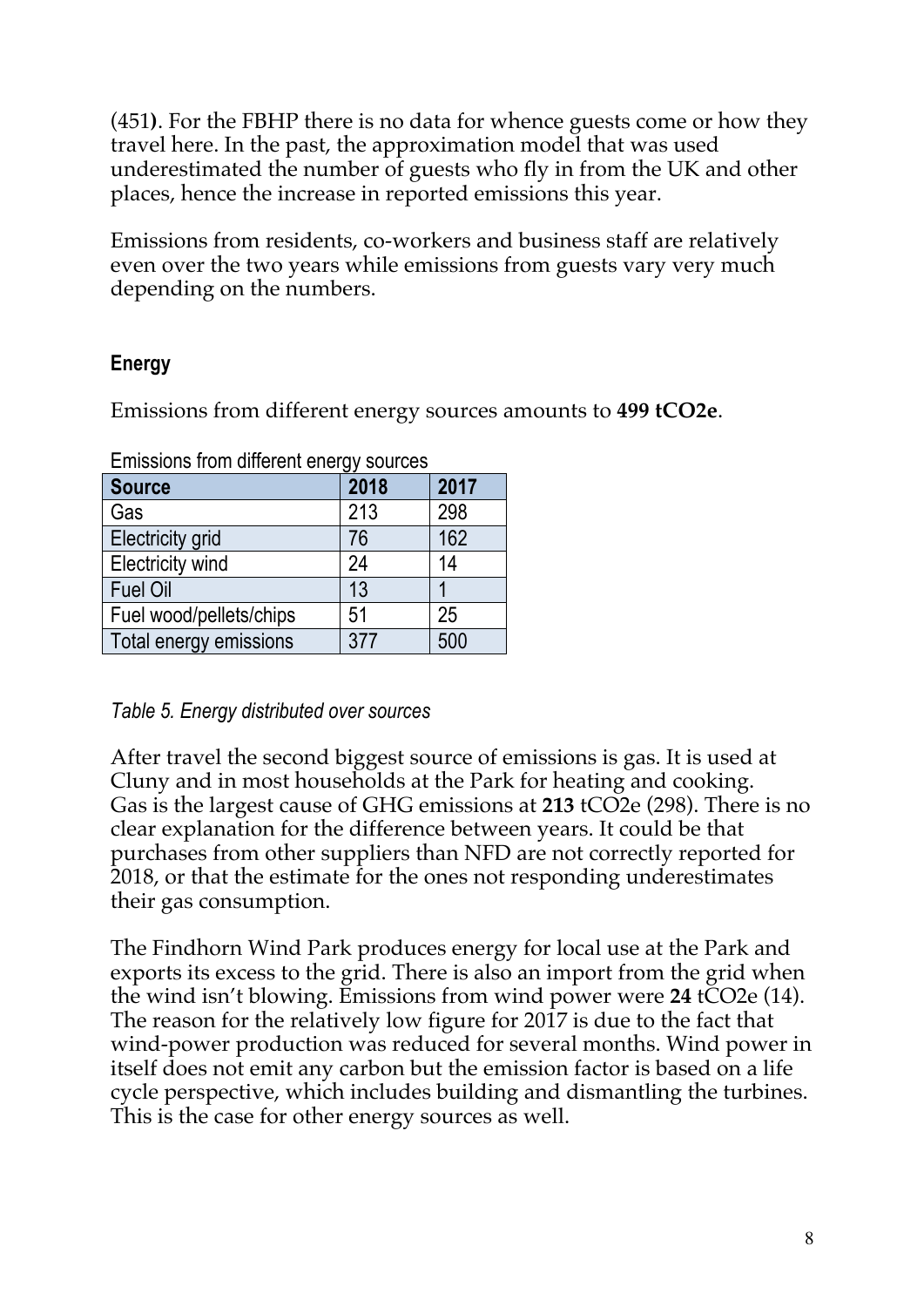(451**)**. For the FBHP there is no data for whence guests come or how they travel here. In the past, the approximation model that was used underestimated the number of guests who fly in from the UK and other places, hence the increase in reported emissions this year.

Emissions from residents, co-workers and business staff are relatively even over the two years while emissions from guests vary very much depending on the numbers.

### Energy

Emissions from different energy sources amounts to **499 tCO2e**.

Emissions from different energy sources

| Source | 2018 | 2017 |
|---|---|---|
| Gas | 213 | 298 |
| Electricity grid | 76 | 162 |
| Electricity wind | 24 | 14 |
| Fuel Oil | 13 | 1 |
| Fuel wood/pellets/chips | 51 | 25 |
| Total energy emissions | 377 | 500 |

*Table 5. Energy distributed over sources*

After travel the second biggest source of emissions is gas. It is used at Cluny and in most households at the Park for heating and cooking. Gas is the largest cause of GHG emissions at **213** tCO2e (298). There is no clear explanation for the difference between years. It could be that purchases from other suppliers than NFD are not correctly reported for 2018, or that the estimate for the ones not responding underestimates their gas consumption.

The Findhorn Wind Park produces energy for local use at the Park and exports its excess to the grid. There is also an import from the grid when the wind isn't blowing. Emissions from wind power were **24** tCO2e (14). The reason for the relatively low figure for 2017 is due to the fact that wind-power production was reduced for several months. Wind power in itself does not emit any carbon but the emission factor is based on a life cycle perspective, which includes building and dismantling the turbines. This is the case for other energy sources as well.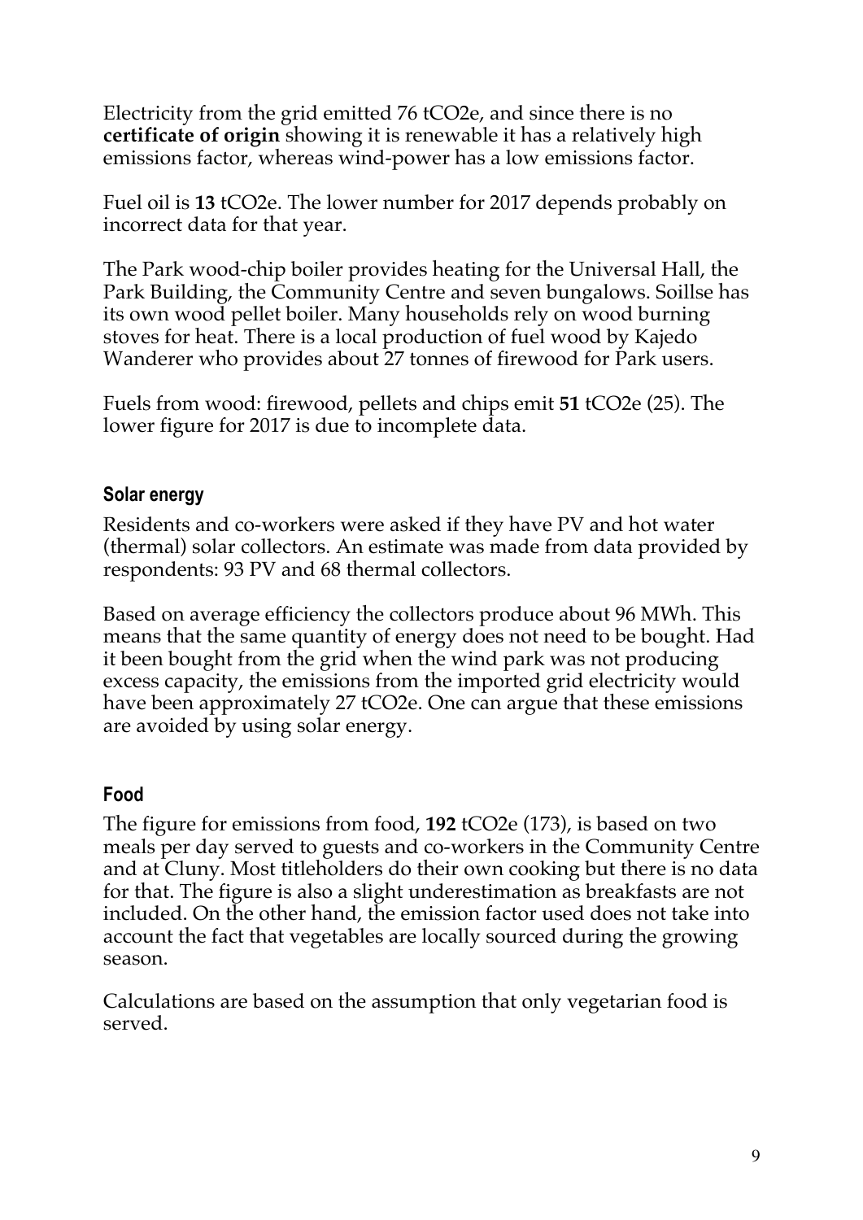Electricity from the grid emitted 76 tCO2e, and since there is no **certificate of origin** showing it is renewable it has a relatively high emissions factor, whereas wind-power has a low emissions factor.

Fuel oil is **13** tCO2e. The lower number for 2017 depends probably on incorrect data for that year.

The Park wood-chip boiler provides heating for the Universal Hall, the Park Building, the Community Centre and seven bungalows. Soillse has its own wood pellet boiler. Many households rely on wood burning stoves for heat. There is a local production of fuel wood by Kajedo Wanderer who provides about 27 tonnes of firewood for Park users.

Fuels from wood: firewood, pellets and chips emit **51** tCO2e (25). The lower figure for 2017 is due to incomplete data.

### Solar energy

Residents and co-workers were asked if they have PV and hot water (thermal) solar collectors. An estimate was made from data provided by respondents: 93 PV and 68 thermal collectors.

Based on average efficiency the collectors produce about 96 MWh. This means that the same quantity of energy does not need to be bought. Had it been bought from the grid when the wind park was not producing excess capacity, the emissions from the imported grid electricity would have been approximately 27 tCO2e. One can argue that these emissions are avoided by using solar energy.

### Food

The figure for emissions from food, **192** tCO2e (173), is based on two meals per day served to guests and co-workers in the Community Centre and at Cluny. Most titleholders do their own cooking but there is no data for that. The figure is also a slight underestimation as breakfasts are not included. On the other hand, the emission factor used does not take into account the fact that vegetables are locally sourced during the growing season.

Calculations are based on the assumption that only vegetarian food is served.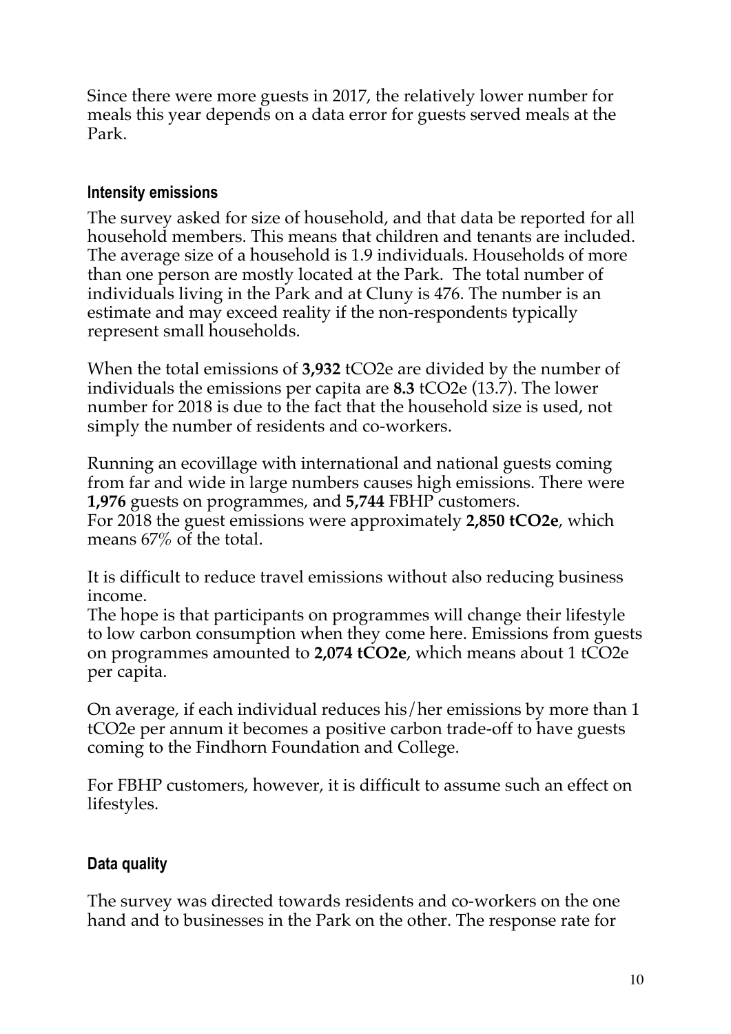Since there were more guests in 2017, the relatively lower number for meals this year depends on a data error for guests served meals at the Park.

### Intensity emissions

The survey asked for size of household, and that data be reported for all household members. This means that children and tenants are included. The average size of a household is 1.9 individuals. Households of more than one person are mostly located at the Park. The total number of individuals living in the Park and at Cluny is 476. The number is an estimate and may exceed reality if the non-respondents typically represent small households.

When the total emissions of **3,932** $tCO_2e$ are divided by the number of individuals the emissions per capita are **8.3** $tCO_2e$ (13.7). The lower number for 2018 is due to the fact that the household size is used, not simply the number of residents and co-workers.

Running an ecovillage with international and national guests coming from far and wide in large numbers causes high emissions. There were **1,976** guests on programmes, and **5,744** FBHP customers.
For 2018 the guest emissions were approximately **2,850** $\mathbf{tCO_2e}$, which means 67% of the total.

It is difficult to reduce travel emissions without also reducing business income.
The hope is that participants on programmes will change their lifestyle to low carbon consumption when they come here. Emissions from guests on programmes amounted to **2,074** $\mathbf{tCO_2e}$, which means about 1 $tCO_2e$ per capita.

On average, if each individual reduces his/her emissions by more than 1 $tCO_2e$ per annum it becomes a positive carbon trade-off to have guests coming to the Findhorn Foundation and College.

For FBHP customers, however, it is difficult to assume such an effect on lifestyles.

### Data quality

The survey was directed towards residents and co-workers on the one hand and to businesses in the Park on the other. The response rate for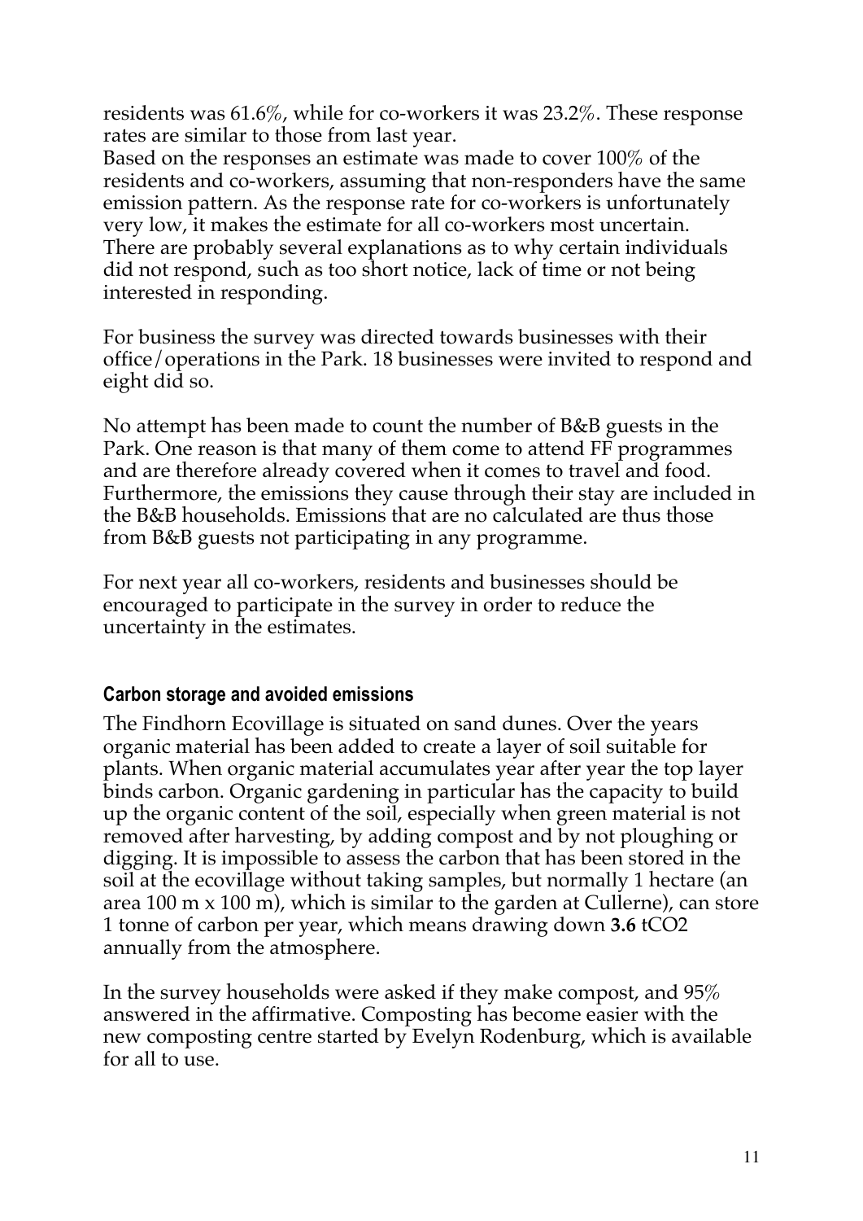residents was 61.6%, while for co-workers it was 23.2%. These response rates are similar to those from last year.
Based on the responses an estimate was made to cover 100% of the residents and co-workers, assuming that non-responders have the same emission pattern. As the response rate for co-workers is unfortunately very low, it makes the estimate for all co-workers most uncertain. There are probably several explanations as to why certain individuals did not respond, such as too short notice, lack of time or not being interested in responding.

For business the survey was directed towards businesses with their office/operations in the Park. 18 businesses were invited to respond and eight did so.

No attempt has been made to count the number of B&B guests in the Park. One reason is that many of them come to attend FF programmes and are therefore already covered when it comes to travel and food. Furthermore, the emissions they cause through their stay are included in the B&B households. Emissions that are no calculated are thus those from B&B guests not participating in any programme.

For next year all co-workers, residents and businesses should be encouraged to participate in the survey in order to reduce the uncertainty in the estimates.

### Carbon storage and avoided emissions

The Findhorn Ecovillage is situated on sand dunes. Over the years organic material has been added to create a layer of soil suitable for plants. When organic material accumulates year after year the top layer binds carbon. Organic gardening in particular has the capacity to build up the organic content of the soil, especially when green material is not removed after harvesting, by adding compost and by not ploughing or digging. It is impossible to assess the carbon that has been stored in the soil at the ecovillage without taking samples, but normally 1 hectare (an area 100 m x 100 m), which is similar to the garden at Cullerne), can store 1 tonne of carbon per year, which means drawing down **3.6** $tCO_2$ annually from the atmosphere.

In the survey households were asked if they make compost, and 95% answered in the affirmative. Composting has become easier with the new composting centre started by Evelyn Rodenburg, which is available for all to use.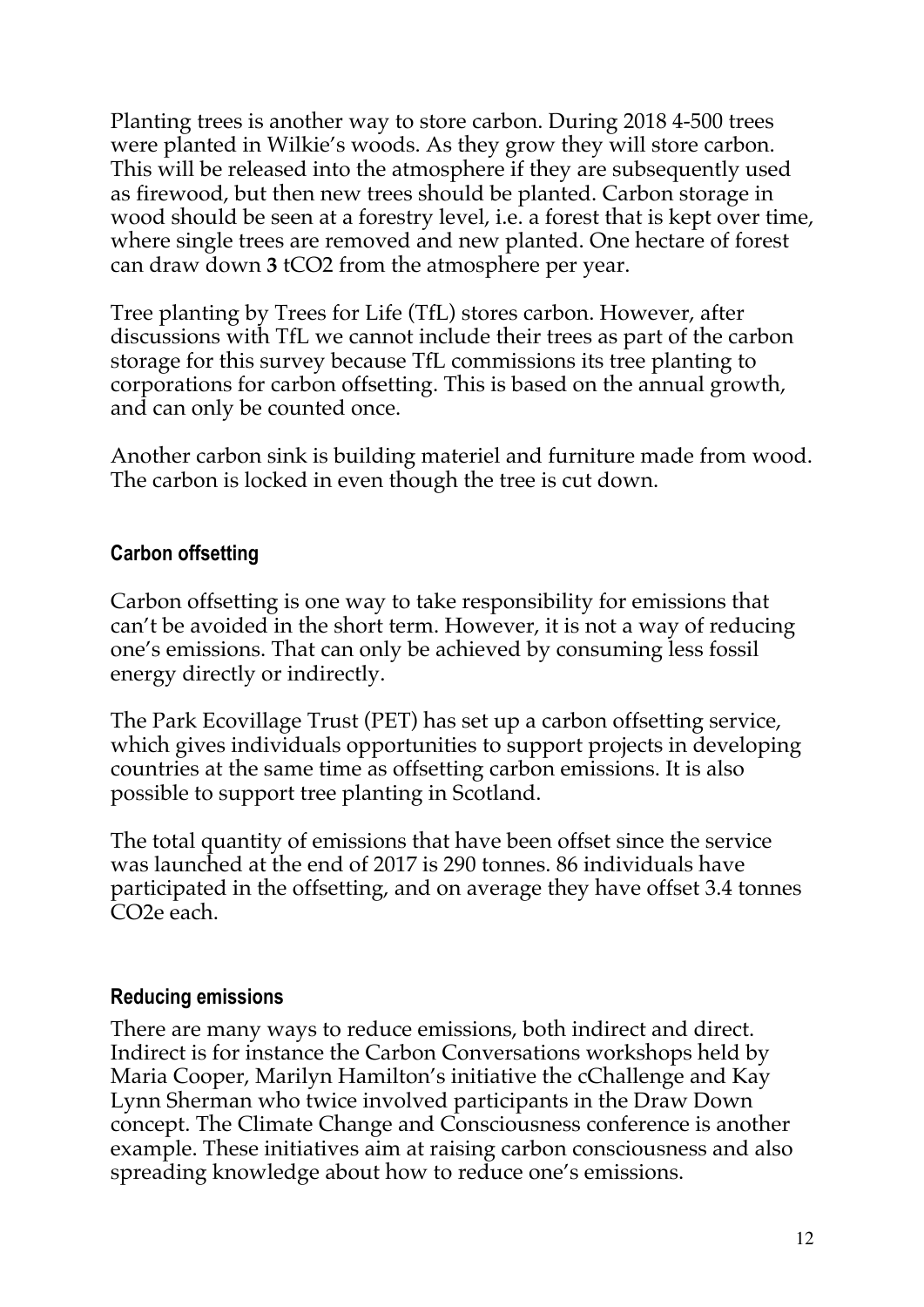Planting trees is another way to store carbon. During 2018 4-500 trees were planted in Wilkie's woods. As they grow they will store carbon. This will be released into the atmosphere if they are subsequently used as firewood, but then new trees should be planted. Carbon storage in wood should be seen at a forestry level, i.e. a forest that is kept over time, where single trees are removed and new planted. One hectare of forest can draw down **3** $tCO_2$ from the atmosphere per year.

Tree planting by Trees for Life (TfL) stores carbon. However, after discussions with TfL we cannot include their trees as part of the carbon storage for this survey because TfL commissions its tree planting to corporations for carbon offsetting. This is based on the annual growth, and can only be counted once.

Another carbon sink is building materiel and furniture made from wood. The carbon is locked in even though the tree is cut down.

### Carbon offsetting

Carbon offsetting is one way to take responsibility for emissions that can't be avoided in the short term. However, it is not a way of reducing one's emissions. That can only be achieved by consuming less fossil energy directly or indirectly.

The Park Ecovillage Trust (PET) has set up a carbon offsetting service, which gives individuals opportunities to support projects in developing countries at the same time as offsetting carbon emissions. It is also possible to support tree planting in Scotland.

The total quantity of emissions that have been offset since the service was launched at the end of 2017 is 290 tonnes. 86 individuals have participated in the offsetting, and on average they have offset 3.4 tonnes $CO_2e$ each.

### Reducing emissions

There are many ways to reduce emissions, both indirect and direct. Indirect is for instance the Carbon Conversations workshops held by Maria Cooper, Marilyn Hamilton's initiative the cChallenge and Kay Lynn Sherman who twice involved participants in the Draw Down concept. The Climate Change and Consciousness conference is another example. These initiatives aim at raising carbon consciousness and also spreading knowledge about how to reduce one's emissions.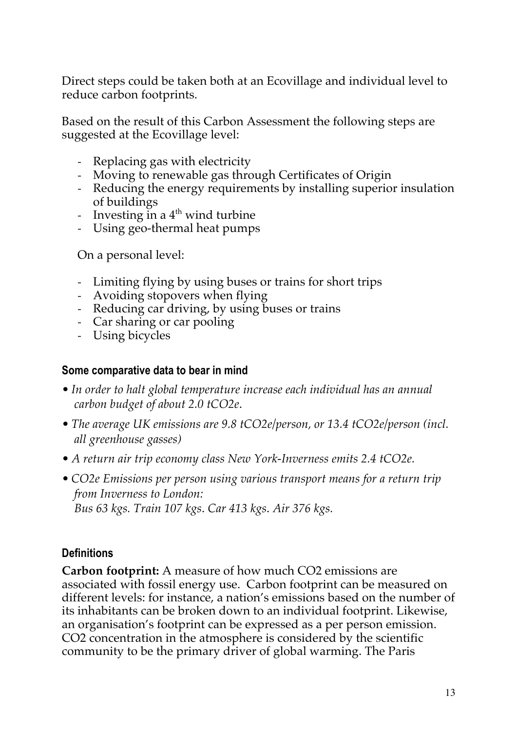Direct steps could be taken both at an Ecovillage and individual level to reduce carbon footprints.

Based on the result of this Carbon Assessment the following steps are suggested at the Ecovillage level:

- Replacing gas with electricity
- Moving to renewable gas through Certificates of Origin
- Reducing the energy requirements by installing superior insulation of buildings
- Investing in a 4th wind turbine
- Using geo-thermal heat pumps

On a personal level:

- Limiting flying by using buses or trains for short trips
- Avoiding stopovers when flying
- Reducing car driving, by using buses or trains
- Car sharing or car pooling
- Using bicycles

### Some comparative data to bear in mind

- *In order to halt global temperature increase each individual has an annual carbon budget of about 2.0 tCO2e.*
- *The average UK emissions are 9.8 tCO2e/person, or 13.4 tCO2e/person (incl. all greenhouse gasses)*
- *A return air trip economy class New York-Inverness emits 2.4 tCO2e.*
- *CO2e Emissions per person using various transport means for a return trip from Inverness to London:*
  *Bus 63 kgs. Train 107 kgs. Car 413 kgs. Air 376 kgs.*

### Definitions

**Carbon footprint:** A measure of how much CO2 emissions are associated with fossil energy use. Carbon footprint can be measured on different levels: for instance, a nation's emissions based on the number of its inhabitants can be broken down to an individual footprint. Likewise, an organisation's footprint can be expressed as a per person emission. CO2 concentration in the atmosphere is considered by the scientific community to be the primary driver of global warming. The Paris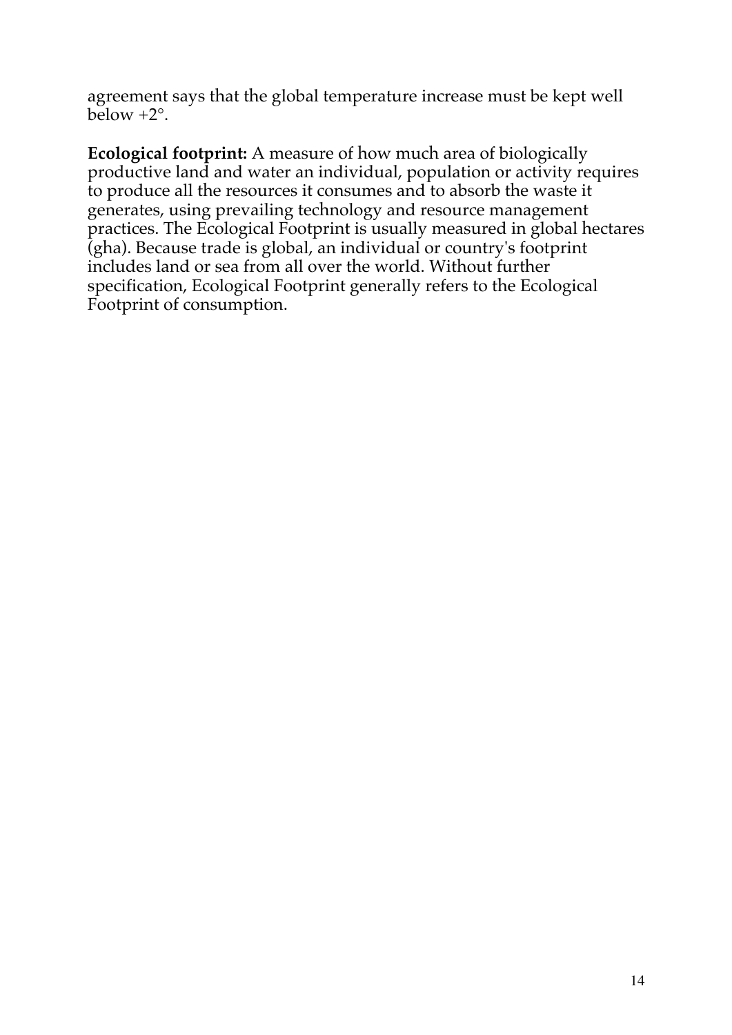agreement says that the global temperature increase must be kept well below +2°.

**Ecological footprint:** A measure of how much area of biologically productive land and water an individual, population or activity requires to produce all the resources it consumes and to absorb the waste it generates, using prevailing technology and resource management practices. The Ecological Footprint is usually measured in global hectares (gha). Because trade is global, an individual or country's footprint includes land or sea from all over the world. Without further specification, Ecological Footprint generally refers to the Ecological Footprint of consumption.